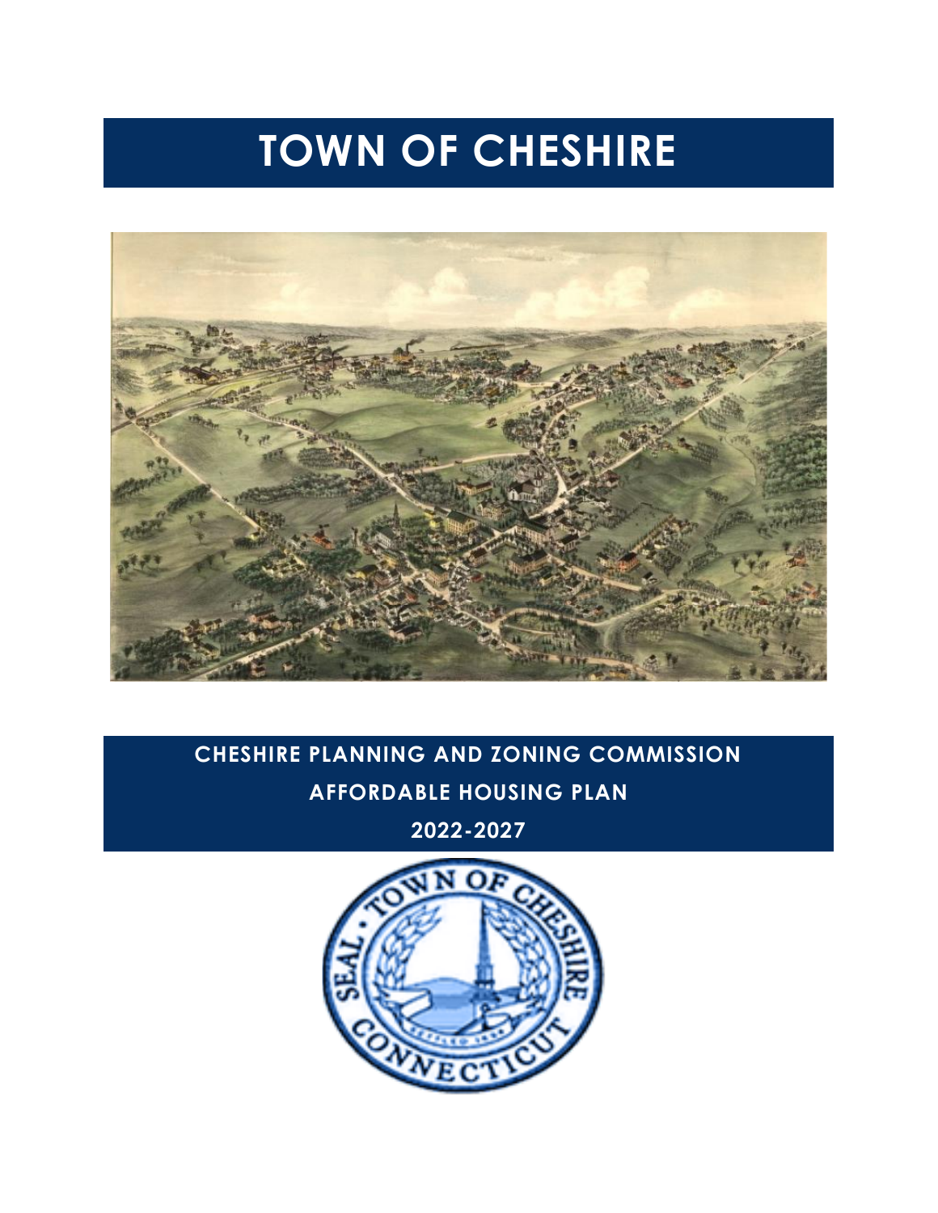# TOWN OF CHESHIRE

## CHESHIRE PLANNING AND ZONING COMMISSION

## AFFORDABLE HOUSING PLAN

## 2022-2027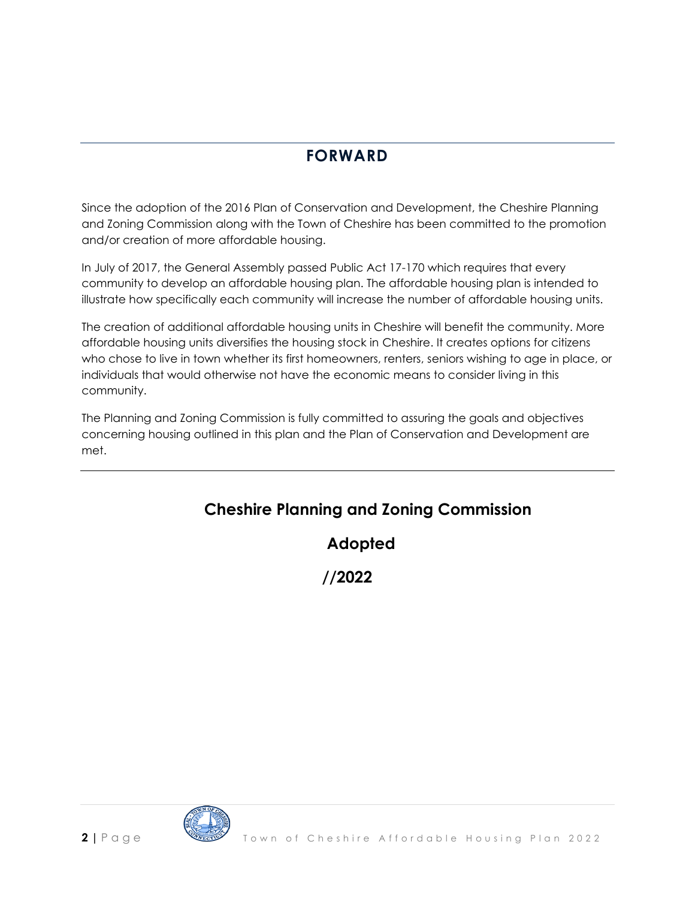# FORWARD

Since the adoption of the 2016 Plan of Conservation and Development, the Cheshire Planning and Zoning Commission along with the Town of Cheshire has been committed to the promotion and/or creation of more affordable housing.

In July of 2017, the General Assembly passed Public Act 17-170 which requires that every community to develop an affordable housing plan. The affordable housing plan is intended to illustrate how specifically each community will increase the number of affordable housing units.

The creation of additional affordable housing units in Cheshire will benefit the community. More affordable housing units diversifies the housing stock in Cheshire. It creates options for citizens who chose to live in town whether its first homeowners, renters, seniors wishing to age in place, or individuals that would otherwise not have the economic means to consider living in this community.

The Planning and Zoning Commission is fully committed to assuring the goals and objectives concerning housing outlined in this plan and the Plan of Conservation and Development are met.

**Cheshire Planning and Zoning Commission**

**Adopted**

**//2022**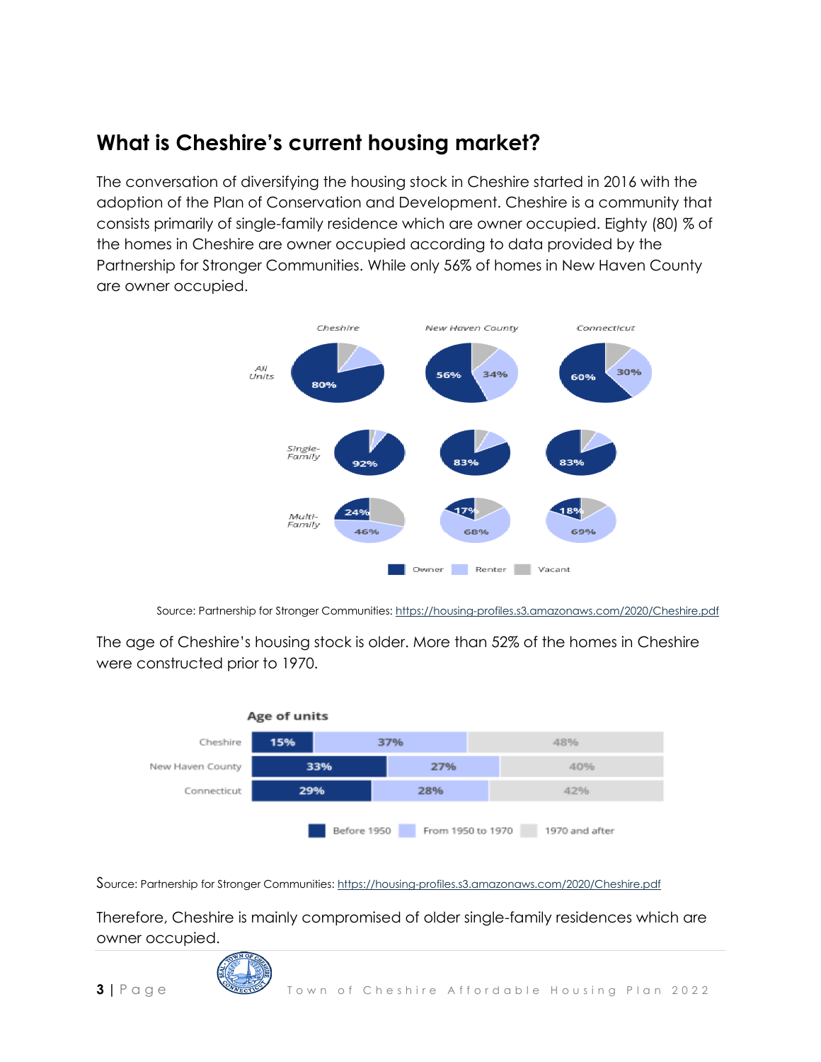## What is Cheshire's current housing market?

The conversation of diversifying the housing stock in Cheshire started in 2016 with the adoption of the Plan of Conservation and Development. Cheshire is a community that consists primarily of single-family residence which are owner occupied. Eighty (80) % of the homes in Cheshire are owner occupied according to data provided by the Partnership for Stronger Communities. While only 56% of homes in New Haven County are owner occupied.

| | Cheshire | New Haven County | Connecticut |
|---|---|---|---|
| All Units | 80% | 56% / 34% | 60% / 30% |
| Single-Family | 92% | 83% | 83% |
| Multi-Family | 24% / 46% | 17% / 68% | 18% / 69% |

Owner · Renter · Vacant

Source: Partnership for Stronger Communities: https://housing-profiles.s3.amazonaws.com/2020/Cheshire.pdf

The age of Cheshire's housing stock is older. More than 52% of the homes in Cheshire were constructed prior to 1970.

**Age of units**

| | Before 1950 | From 1950 to 1970 | 1970 and after |
|---|---|---|---|
| Cheshire | 15% | 37% | 48% |
| New Haven County | 33% | 27% | 40% |
| Connecticut | 29% | 28% | 42% |

Source: Partnership for Stronger Communities: https://housing-profiles.s3.amazonaws.com/2020/Cheshire.pdf

Therefore, Cheshire is mainly compromised of older single-family residences which are owner occupied.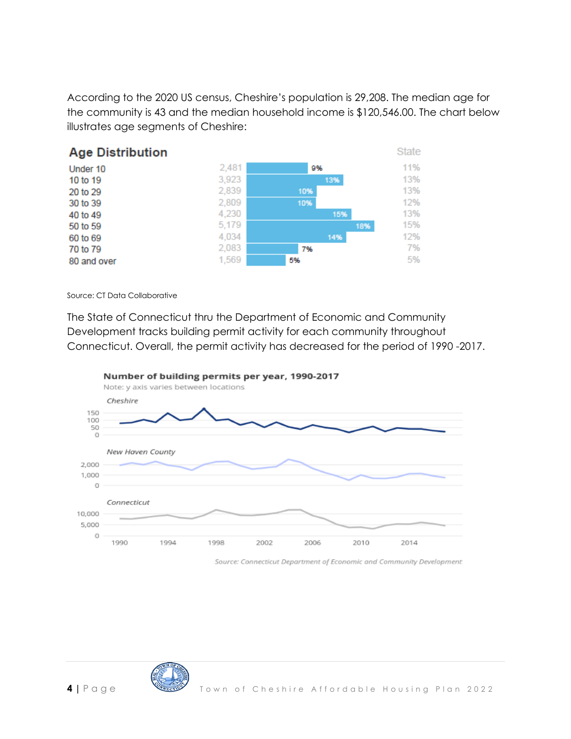According to the 2020 US census, Cheshire's population is 29,208. The median age for the community is 43 and the median household income is $120,546.00. The chart below illustrates age segments of Cheshire:

**Age Distribution**

| Age | Count | Cheshire | State |
|---|---|---|---|
| Under 10 | 2,481 | 9% | 11% |
| 10 to 19 | 3,923 | 13% | 13% |
| 20 to 29 | 2,839 | 10% | 13% |
| 30 to 39 | 2,809 | 10% | 12% |
| 40 to 49 | 4,230 | 15% | 13% |
| 50 to 59 | 5,179 | 18% | 15% |
| 60 to 69 | 4,034 | 14% | 12% |
| 70 to 79 | 2,083 | 7% | 7% |
| 80 and over | 1,569 | 5% | 5% |

Source: CT Data Collaborative

The State of Connecticut thru the Department of Economic and Community Development tracks building permit activity for each community throughout Connecticut. Overall, the permit activity has decreased for the period of 1990 -2017.

**Number of building permits per year, 1990-2017**

Note: y axis varies between locations

*Cheshire*

*New Haven County*

*Connecticut*

*Source: Connecticut Department of Economic and Community Development*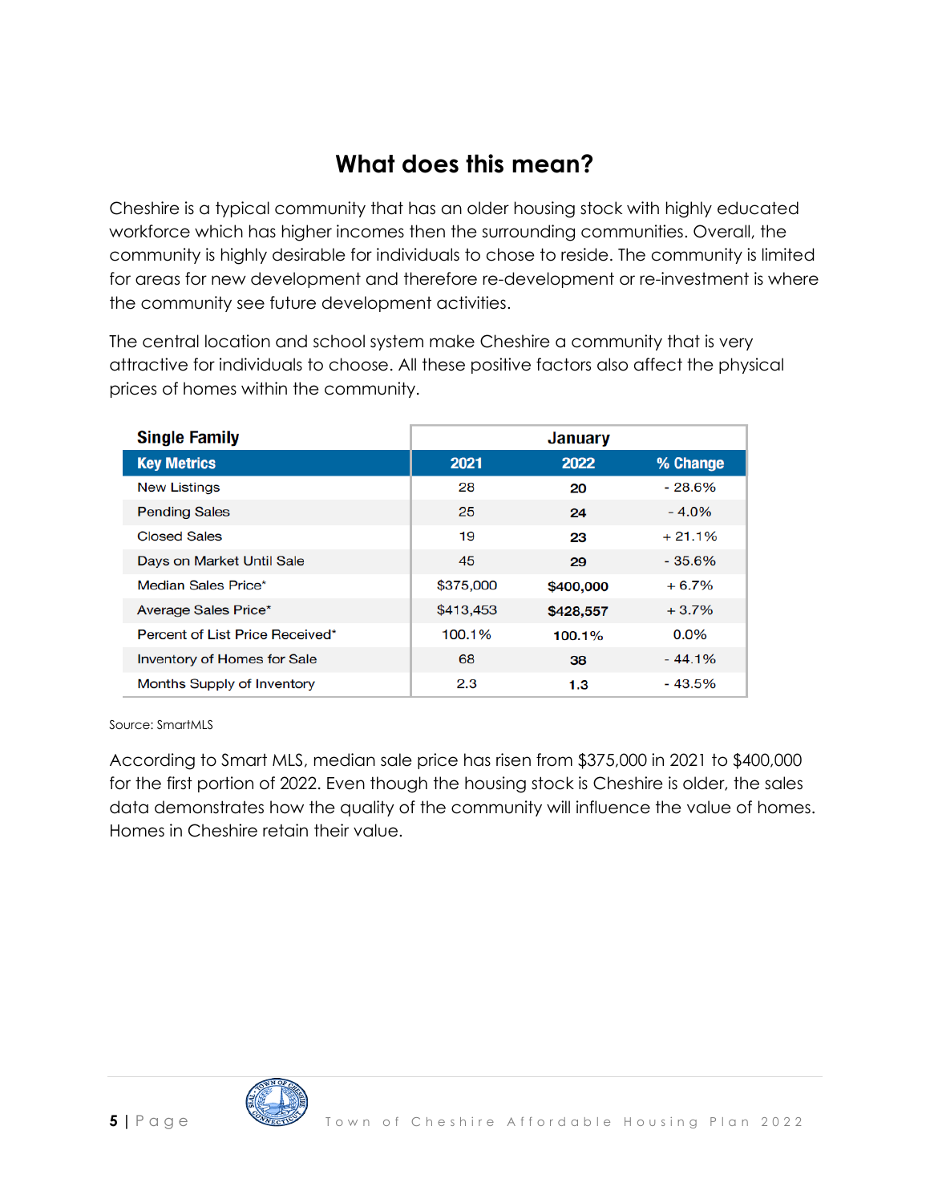## What does this mean?

Cheshire is a typical community that has an older housing stock with highly educated workforce which has higher incomes then the surrounding communities. Overall, the community is highly desirable for individuals to chose to reside. The community is limited for areas for new development and therefore re-development or re-investment is where the community see future development activities.

The central location and school system make Cheshire a community that is very attractive for individuals to choose. All these positive factors also affect the physical prices of homes within the community.

| Single Family | January | | |
|---|---|---|---|
| **Key Metrics** | **2021** | **2022** | **% Change** |
| New Listings | 28 | **20** | - 28.6% |
| Pending Sales | 25 | **24** | - 4.0% |
| Closed Sales | 19 | **23** | + 21.1% |
| Days on Market Until Sale | 45 | **29** | - 35.6% |
| Median Sales Price* | $375,000 | **$400,000** | + 6.7% |
| Average Sales Price* | $413,453 | **$428,557** | + 3.7% |
| Percent of List Price Received* | 100.1% | **100.1%** | 0.0% |
| Inventory of Homes for Sale | 68 | **38** | - 44.1% |
| Months Supply of Inventory | 2.3 | **1.3** | - 43.5% |

Source: SmartMLS

According to Smart MLS, median sale price has risen from $375,000 in 2021 to $400,000 for the first portion of 2022. Even though the housing stock is Cheshire is older, the sales data demonstrates how the quality of the community will influence the value of homes. Homes in Cheshire retain their value.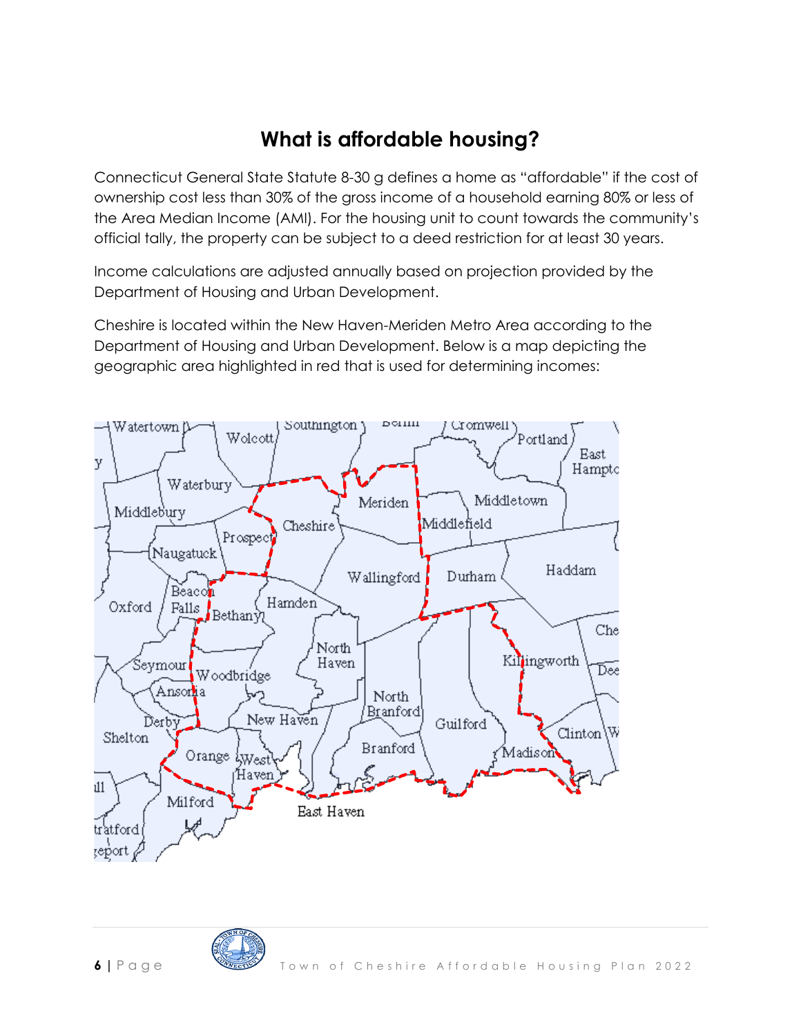# What is affordable housing?

Connecticut General State Statute 8-30 g defines a home as "affordable" if the cost of ownership cost less than 30% of the gross income of a household earning 80% or less of the Area Median Income (AMI). For the housing unit to count towards the community's official tally, the property can be subject to a deed restriction for at least 30 years.

Income calculations are adjusted annually based on projection provided by the Department of Housing and Urban Development.

Cheshire is located within the New Haven-Meriden Metro Area according to the Department of Housing and Urban Development. Below is a map depicting the geographic area highlighted in red that is used for determining incomes: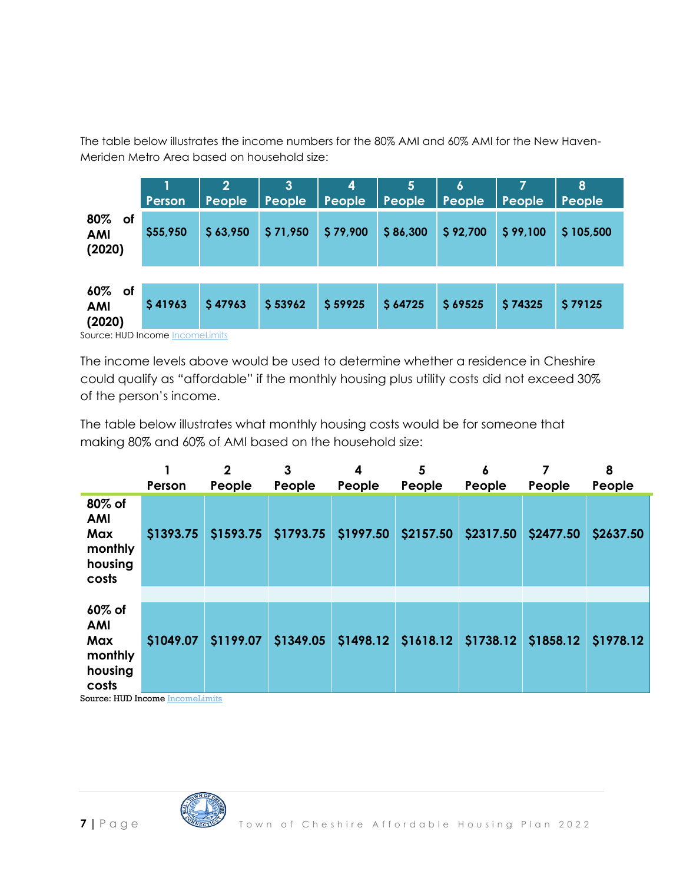The table below illustrates the income numbers for the 80% AMI and 60% AMI for the New Haven-Meriden Metro Area based on household size:

| | 1 Person | 2 People | 3 People | 4 People | 5 People | 6 People | 7 People | 8 People |
|---|---|---|---|---|---|---|---|---|
| **80% of AMI (2020)** | $55,950 | $ 63,950 | $ 71,950 | $ 79,900 | $ 86,300 | $ 92,700 | $ 99,100 | $ 105,500 |
| **60% of AMI (2020)** | $ 41963 | $ 47963 | $ 53962 | $ 59925 | $ 64725 | $ 69525 | $ 74325 | $ 79125 |

Source: HUD Income IncomeLimits

The income levels above would be used to determine whether a residence in Cheshire could qualify as "affordable" if the monthly housing plus utility costs did not exceed 30% of the person's income.

The table below illustrates what monthly housing costs would be for someone that making 80% and 60% of AMI based on the household size:

| | 1 Person | 2 People | 3 People | 4 People | 5 People | 6 People | 7 People | 8 People |
|---|---|---|---|---|---|---|---|---|
| **80% of AMI Max monthly housing costs** | $1393.75 | $1593.75 | $1793.75 | $1997.50 | $2157.50 | $2317.50 | $2477.50 | $2637.50 |
| **60% of AMI Max monthly housing costs** | $1049.07 | $1199.07 | $1349.05 | $1498.12 | $1618.12 | $1738.12 | $1858.12 | $1978.12 |

Source: HUD Income IncomeLimits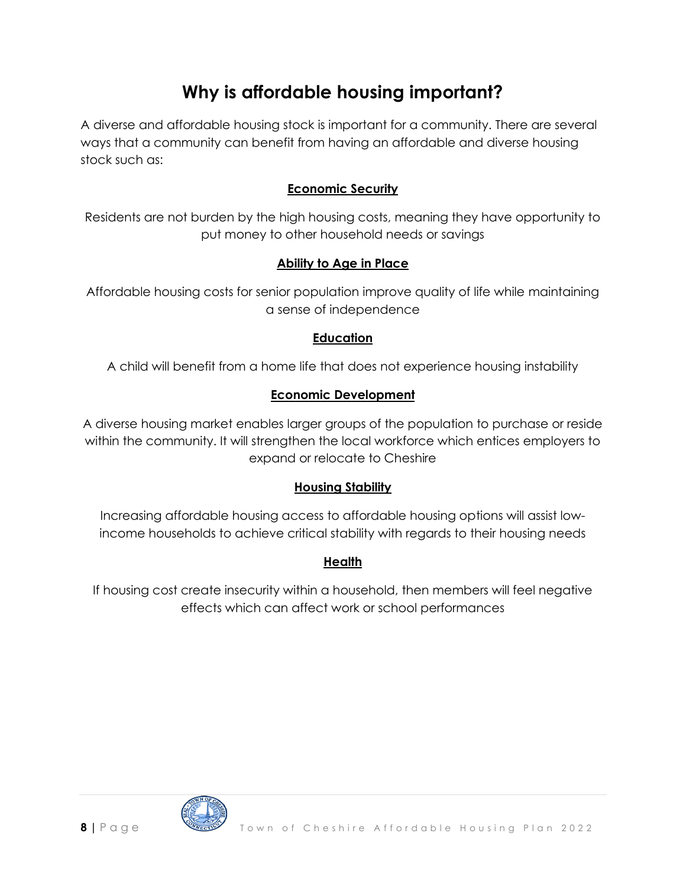# Why is affordable housing important?

A diverse and affordable housing stock is important for a community. There are several ways that a community can benefit from having an affordable and diverse housing stock such as:

**Economic Security**

Residents are not burden by the high housing costs, meaning they have opportunity to put money to other household needs or savings

**Ability to Age in Place**

Affordable housing costs for senior population improve quality of life while maintaining a sense of independence

**Education**

A child will benefit from a home life that does not experience housing instability

**Economic Development**

A diverse housing market enables larger groups of the population to purchase or reside within the community. It will strengthen the local workforce which entices employers to expand or relocate to Cheshire

**Housing Stability**

Increasing affordable housing access to affordable housing options will assist low-income households to achieve critical stability with regards to their housing needs

**Health**

If housing cost create insecurity within a household, then members will feel negative effects which can affect work or school performances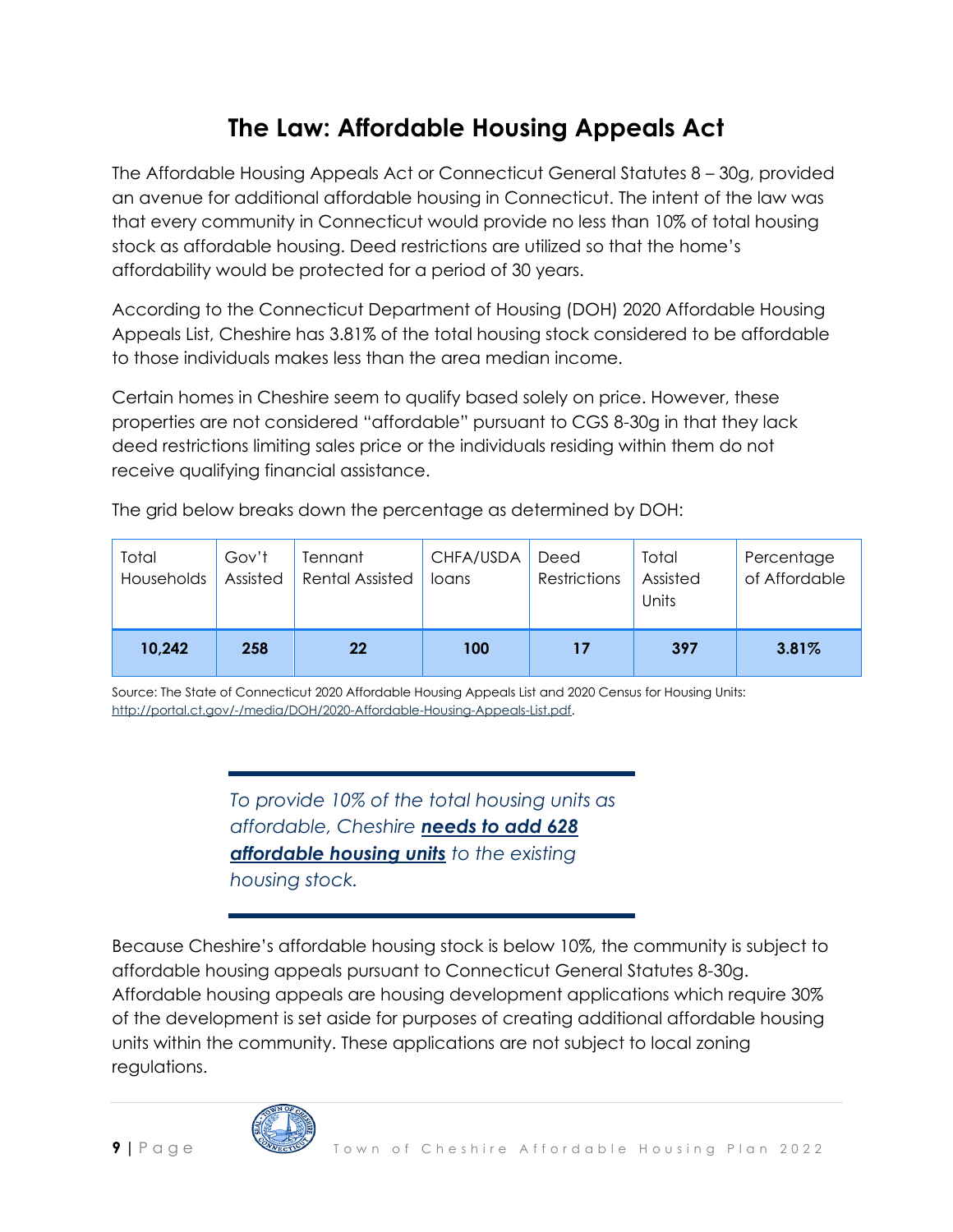# The Law: Affordable Housing Appeals Act

The Affordable Housing Appeals Act or Connecticut General Statutes 8 – 30g, provided an avenue for additional affordable housing in Connecticut. The intent of the law was that every community in Connecticut would provide no less than 10% of total housing stock as affordable housing. Deed restrictions are utilized so that the home's affordability would be protected for a period of 30 years.

According to the Connecticut Department of Housing (DOH) 2020 Affordable Housing Appeals List, Cheshire has 3.81% of the total housing stock considered to be affordable to those individuals makes less than the area median income.

Certain homes in Cheshire seem to qualify based solely on price. However, these properties are not considered "affordable" pursuant to CGS 8-30g in that they lack deed restrictions limiting sales price or the individuals residing within them do not receive qualifying financial assistance.

The grid below breaks down the percentage as determined by DOH:

| Total Households | Gov't Assisted | Tennant Rental Assisted | CHFA/USDA loans | Deed Restrictions | Total Assisted Units | Percentage of Affordable |
|---|---|---|---|---|---|---|
| **10,242** | **258** | **22** | **100** | **17** | **397** | **3.81%** |

Source: The State of Connecticut 2020 Affordable Housing Appeals List and 2020 Census for Housing Units: http://portal.ct.gov/-/media/DOH/2020-Affordable-Housing-Appeals-List.pdf.

*To provide 10% of the total housing units as affordable, Cheshire **needs to add 628 affordable housing units** to the existing housing stock.*

Because Cheshire's affordable housing stock is below 10%, the community is subject to affordable housing appeals pursuant to Connecticut General Statutes 8-30g. Affordable housing appeals are housing development applications which require 30% of the development is set aside for purposes of creating additional affordable housing units within the community. These applications are not subject to local zoning regulations.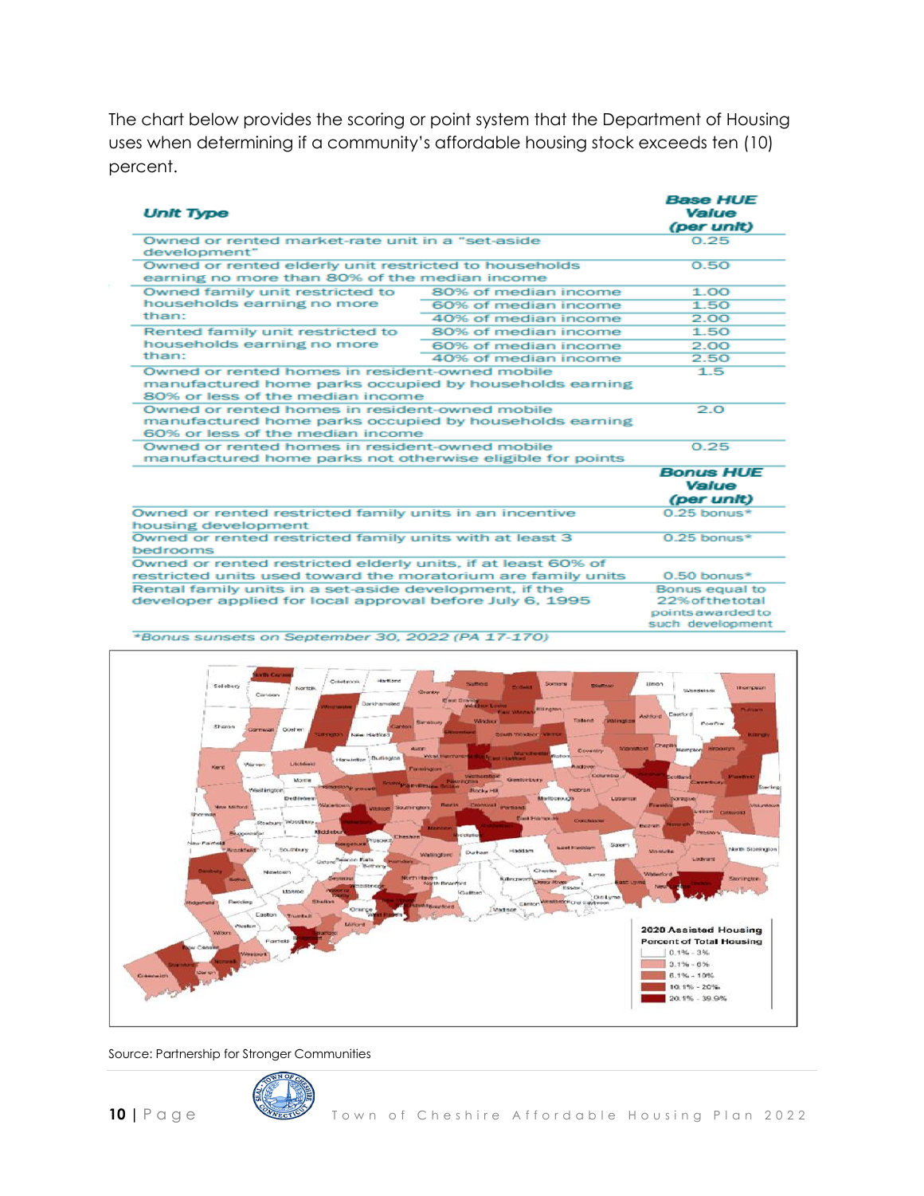The chart below provides the scoring or point system that the Department of Housing uses when determining if a community's affordable housing stock exceeds ten (10) percent.

| Unit Type | | Base HUE Value (per unit) |
|---|---|---|
| Owned or rented market-rate unit in a "set-aside development" | | 0.25 |
| Owned or rented elderly unit restricted to households earning no more than 80% of the median income | | 0.50 |
| Owned family unit restricted to households earning no more than: | 80% of median income | 1.00 |
| | 60% of median income | 1.50 |
| | 40% of median income | 2.00 |
| Rented family unit restricted to households earning no more than: | 80% of median income | 1.50 |
| | 60% of median income | 2.00 |
| | 40% of median income | 2.50 |
| Owned or rented homes in resident-owned mobile manufactured home parks occupied by households earning 80% or less of the median income | | 1.5 |
| Owned or rented homes in resident-owned mobile manufactured home parks occupied by households earning 60% or less of the median income | | 2.0 |
| Owned or rented homes in resident-owned mobile manufactured home parks not otherwise eligible for points | | 0.25 |
| | | **Bonus HUE Value (per unit)** |
| Owned or rented restricted family units in an incentive housing development | | 0.25 bonus* |
| Owned or rented restricted family units with at least 3 bedrooms | | 0.25 bonus* |
| Owned or rented restricted elderly units, if at least 60% of restricted units used toward the moratorium are family units | | 0.50 bonus* |
| Rental family units in a set-aside development, if the developer applied for local approval before July 6, 1995 | | Bonus equal to 22% of the total points awarded to such development |

*Bonus sunsets on September 30, 2022 (PA 17-170)

Source: Partnership for Stronger Communities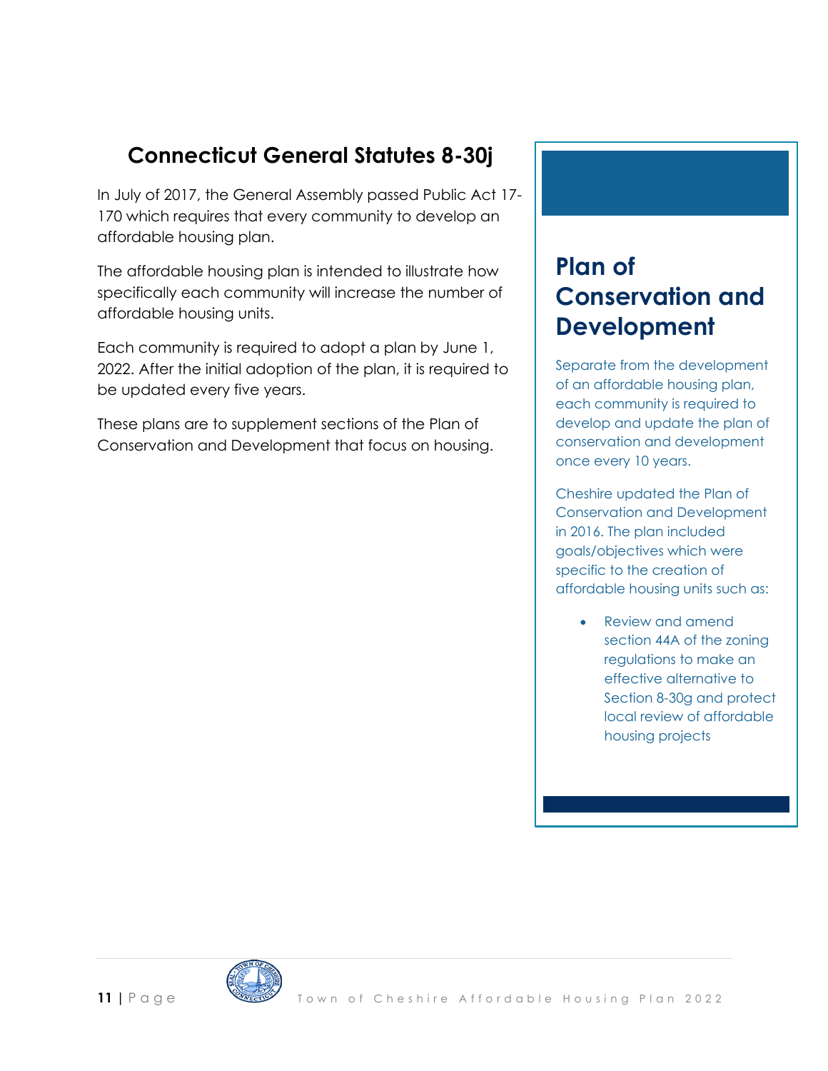## Connecticut General Statutes 8-30j

In July of 2017, the General Assembly passed Public Act 17-170 which requires that every community to develop an affordable housing plan.

The affordable housing plan is intended to illustrate how specifically each community will increase the number of affordable housing units.

Each community is required to adopt a plan by June 1, 2022. After the initial adoption of the plan, it is required to be updated every five years.

These plans are to supplement sections of the Plan of Conservation and Development that focus on housing.

## Plan of Conservation and Development

Separate from the development of an affordable housing plan, each community is required to develop and update the plan of conservation and development once every 10 years.

Cheshire updated the Plan of Conservation and Development in 2016. The plan included goals/objectives which were specific to the creation of affordable housing units such as:

- Review and amend section 44A of the zoning regulations to make an effective alternative to Section 8-30g and protect local review of affordable housing projects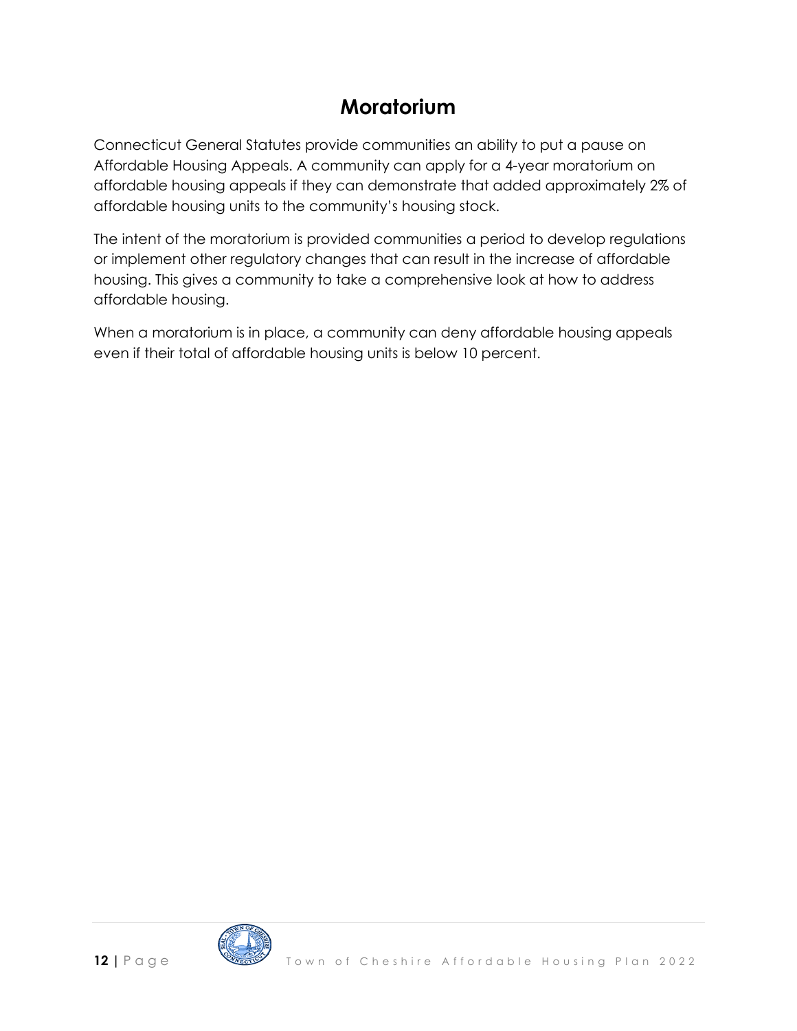# Moratorium

Connecticut General Statutes provide communities an ability to put a pause on Affordable Housing Appeals. A community can apply for a 4-year moratorium on affordable housing appeals if they can demonstrate that added approximately 2% of affordable housing units to the community's housing stock.

The intent of the moratorium is provided communities a period to develop regulations or implement other regulatory changes that can result in the increase of affordable housing. This gives a community to take a comprehensive look at how to address affordable housing.

When a moratorium is in place, a community can deny affordable housing appeals even if their total of affordable housing units is below 10 percent.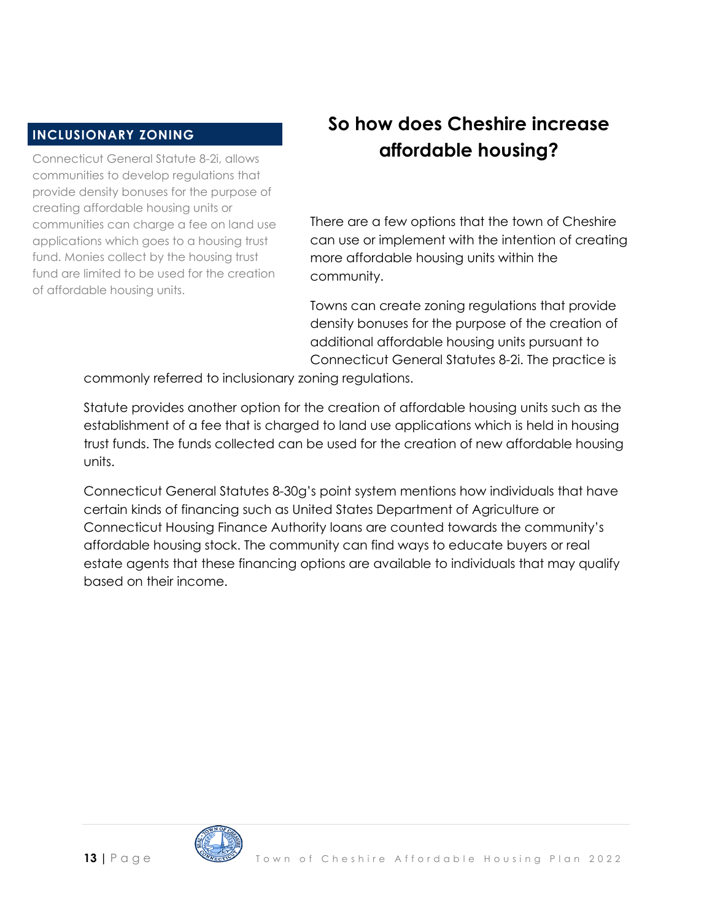## INCLUSIONARY ZONING

Connecticut General Statute 8-2i, allows communities to develop regulations that provide density bonuses for the purpose of creating affordable housing units or communities can charge a fee on land use applications which goes to a housing trust fund. Monies collect by the housing trust fund are limited to be used for the creation of affordable housing units.

# So how does Cheshire increase affordable housing?

There are a few options that the town of Cheshire can use or implement with the intention of creating more affordable housing units within the community.

Towns can create zoning regulations that provide density bonuses for the purpose of the creation of additional affordable housing units pursuant to Connecticut General Statutes 8-2i. The practice is commonly referred to inclusionary zoning regulations.

Statute provides another option for the creation of affordable housing units such as the establishment of a fee that is charged to land use applications which is held in housing trust funds. The funds collected can be used for the creation of new affordable housing units.

Connecticut General Statutes 8-30g's point system mentions how individuals that have certain kinds of financing such as United States Department of Agriculture or Connecticut Housing Finance Authority loans are counted towards the community's affordable housing stock. The community can find ways to educate buyers or real estate agents that these financing options are available to individuals that may qualify based on their income.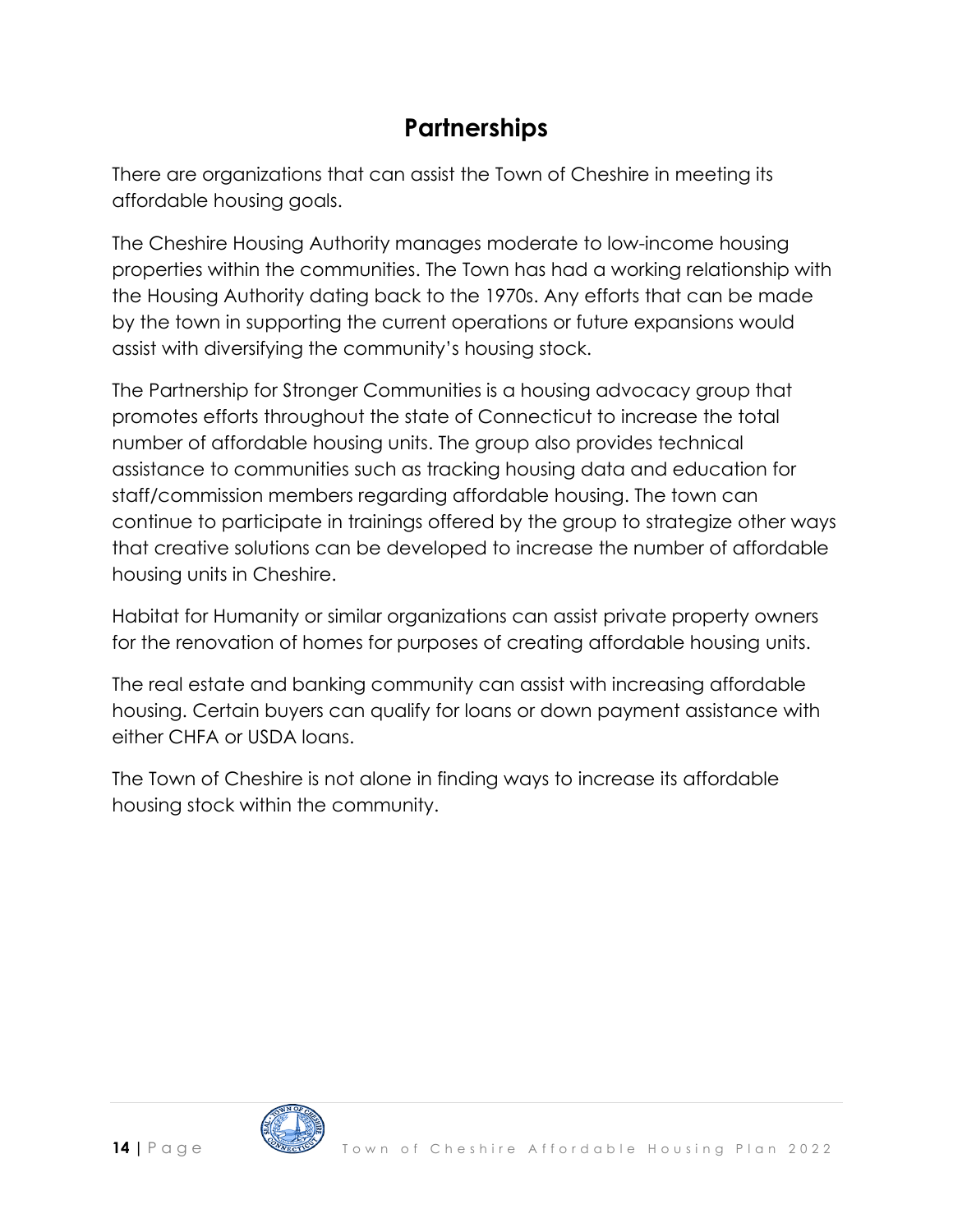# Partnerships

There are organizations that can assist the Town of Cheshire in meeting its affordable housing goals.

The Cheshire Housing Authority manages moderate to low-income housing properties within the communities. The Town has had a working relationship with the Housing Authority dating back to the 1970s. Any efforts that can be made by the town in supporting the current operations or future expansions would assist with diversifying the community's housing stock.

The Partnership for Stronger Communities is a housing advocacy group that promotes efforts throughout the state of Connecticut to increase the total number of affordable housing units. The group also provides technical assistance to communities such as tracking housing data and education for staff/commission members regarding affordable housing. The town can continue to participate in trainings offered by the group to strategize other ways that creative solutions can be developed to increase the number of affordable housing units in Cheshire.

Habitat for Humanity or similar organizations can assist private property owners for the renovation of homes for purposes of creating affordable housing units.

The real estate and banking community can assist with increasing affordable housing. Certain buyers can qualify for loans or down payment assistance with either CHFA or USDA loans.

The Town of Cheshire is not alone in finding ways to increase its affordable housing stock within the community.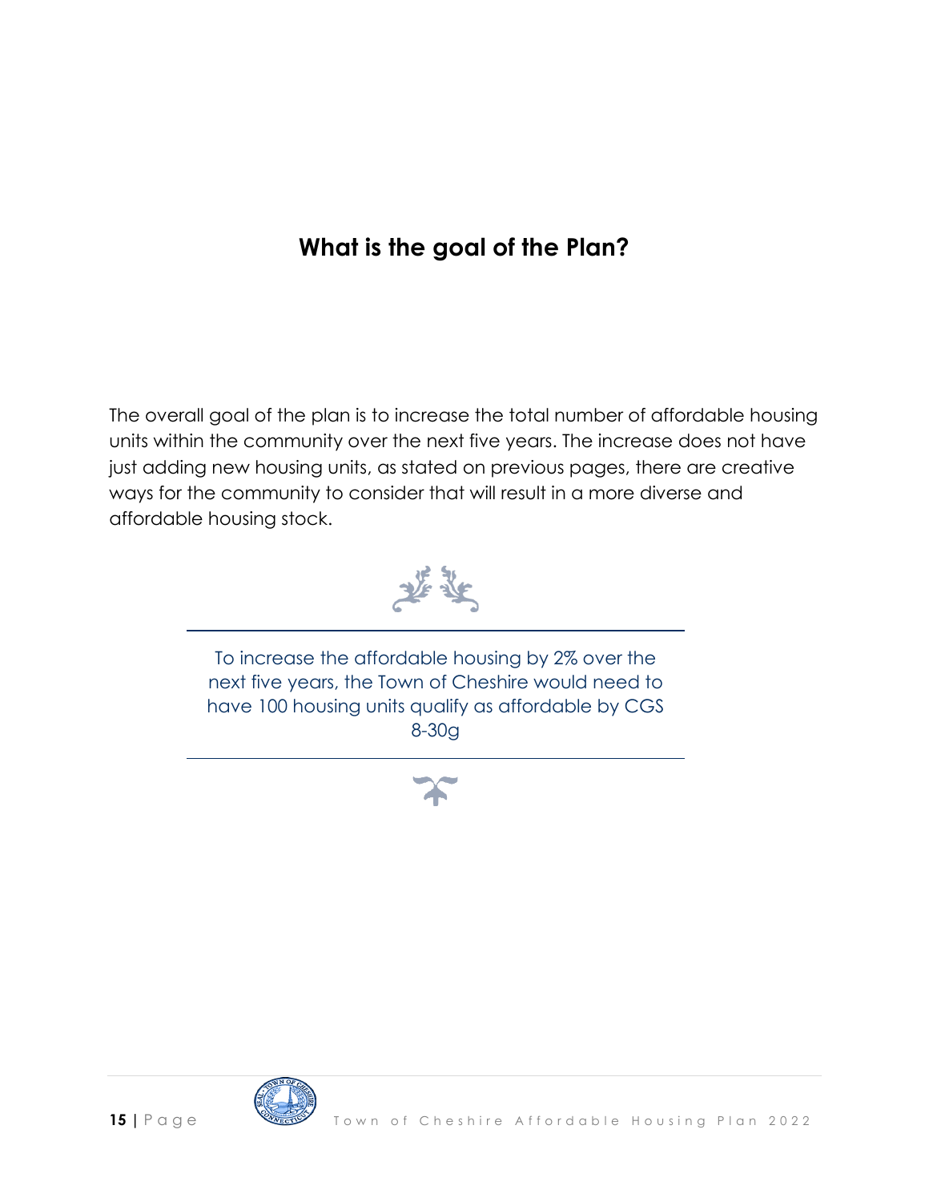## What is the goal of the Plan?

The overall goal of the plan is to increase the total number of affordable housing units within the community over the next five years. The increase does not have just adding new housing units, as stated on previous pages, there are creative ways for the community to consider that will result in a more diverse and affordable housing stock.

---

To increase the affordable housing by 2% over the next five years, the Town of Cheshire would need to have 100 housing units qualify as affordable by CGS 8-30g

---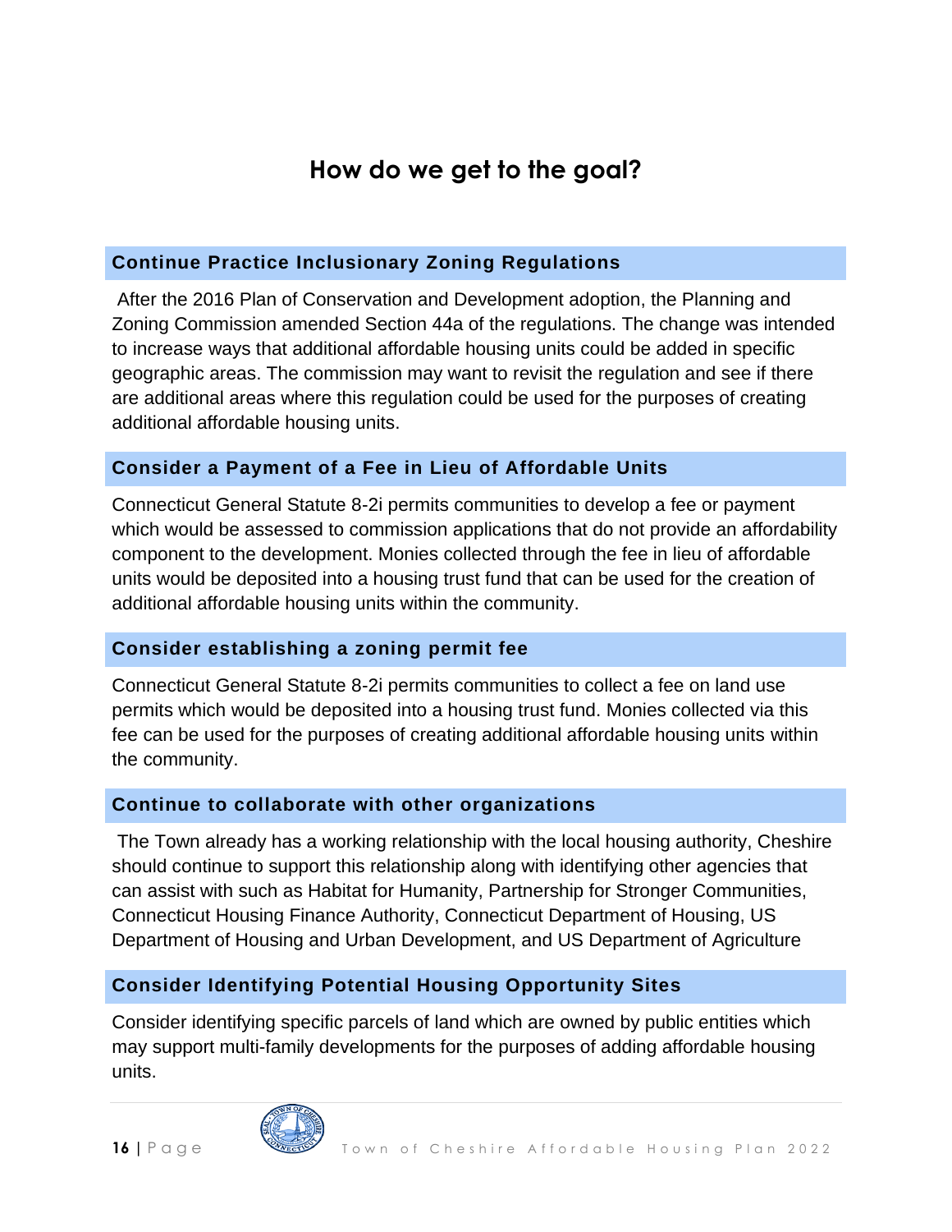# How do we get to the goal?

## Continue Practice Inclusionary Zoning Regulations

After the 2016 Plan of Conservation and Development adoption, the Planning and Zoning Commission amended Section 44a of the regulations. The change was intended to increase ways that additional affordable housing units could be added in specific geographic areas. The commission may want to revisit the regulation and see if there are additional areas where this regulation could be used for the purposes of creating additional affordable housing units.

## Consider a Payment of a Fee in Lieu of Affordable Units

Connecticut General Statute 8-2i permits communities to develop a fee or payment which would be assessed to commission applications that do not provide an affordability component to the development. Monies collected through the fee in lieu of affordable units would be deposited into a housing trust fund that can be used for the creation of additional affordable housing units within the community.

## Consider establishing a zoning permit fee

Connecticut General Statute 8-2i permits communities to collect a fee on land use permits which would be deposited into a housing trust fund. Monies collected via this fee can be used for the purposes of creating additional affordable housing units within the community.

## Continue to collaborate with other organizations

The Town already has a working relationship with the local housing authority, Cheshire should continue to support this relationship along with identifying other agencies that can assist with such as Habitat for Humanity, Partnership for Stronger Communities, Connecticut Housing Finance Authority, Connecticut Department of Housing, US Department of Housing and Urban Development, and US Department of Agriculture

## Consider Identifying Potential Housing Opportunity Sites

Consider identifying specific parcels of land which are owned by public entities which may support multi-family developments for the purposes of adding affordable housing units.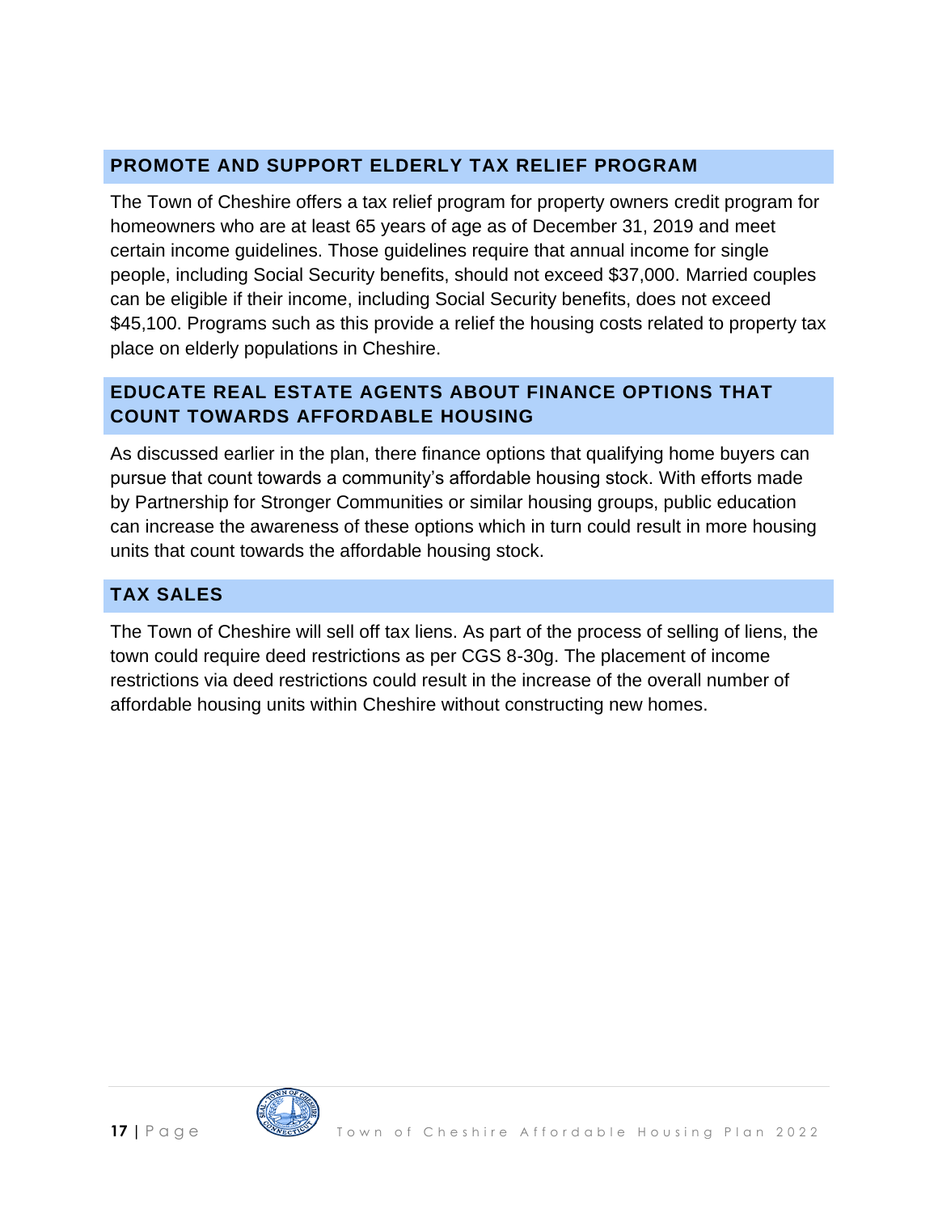## PROMOTE AND SUPPORT ELDERLY TAX RELIEF PROGRAM

The Town of Cheshire offers a tax relief program for property owners credit program for homeowners who are at least 65 years of age as of December 31, 2019 and meet certain income guidelines. Those guidelines require that annual income for single people, including Social Security benefits, should not exceed $37,000. Married couples can be eligible if their income, including Social Security benefits, does not exceed $45,100. Programs such as this provide a relief the housing costs related to property tax place on elderly populations in Cheshire.

## EDUCATE REAL ESTATE AGENTS ABOUT FINANCE OPTIONS THAT COUNT TOWARDS AFFORDABLE HOUSING

As discussed earlier in the plan, there finance options that qualifying home buyers can pursue that count towards a community's affordable housing stock. With efforts made by Partnership for Stronger Communities or similar housing groups, public education can increase the awareness of these options which in turn could result in more housing units that count towards the affordable housing stock.

## TAX SALES

The Town of Cheshire will sell off tax liens. As part of the process of selling of liens, the town could require deed restrictions as per CGS 8-30g. The placement of income restrictions via deed restrictions could result in the increase of the overall number of affordable housing units within Cheshire without constructing new homes.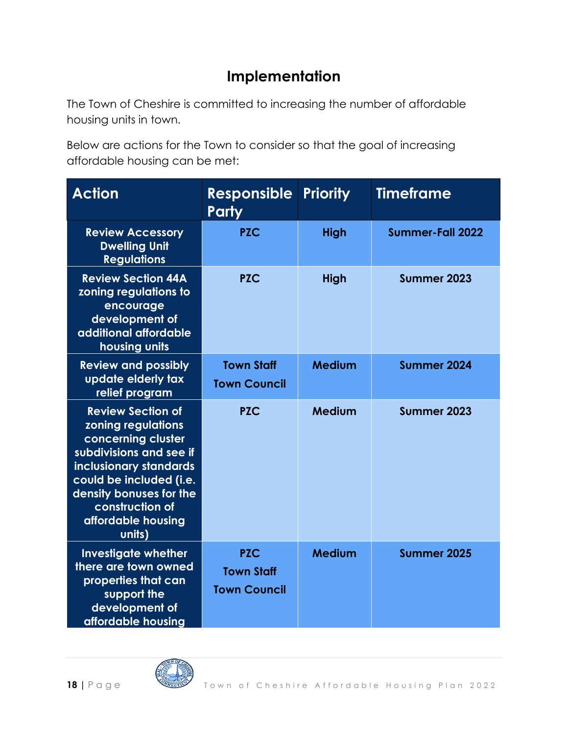# Implementation

The Town of Cheshire is committed to increasing the number of affordable housing units in town.

Below are actions for the Town to consider so that the goal of increasing affordable housing can be met:

| Action | Responsible Party | Priority | Timeframe |
|---|---|---|---|
| Review Accessory Dwelling Unit Regulations | PZC | High | Summer-Fall 2022 |
| Review Section 44A zoning regulations to encourage development of additional affordable housing units | PZC | High | Summer 2023 |
| Review and possibly update elderly tax relief program | Town Staff<br>Town Council | Medium | Summer 2024 |
| Review Section of zoning regulations concerning cluster subdivisions and see if inclusionary standards could be included (i.e. density bonuses for the construction of affordable housing units) | PZC | Medium | Summer 2023 |
| Investigate whether there are town owned properties that can support the development of affordable housing | PZC<br>Town Staff<br>Town Council | Medium | Summer 2025 |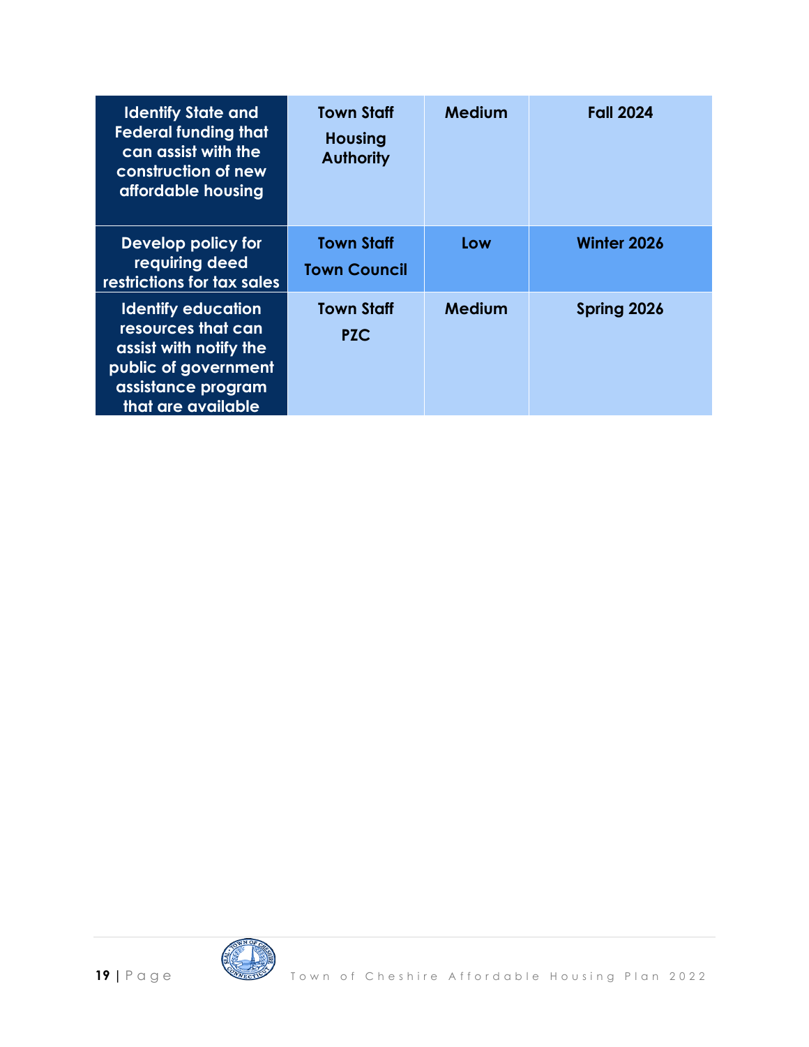| | | | |
|---|---|---|---|
| **Identify State and Federal funding that can assist with the construction of new affordable housing** | **Town Staff**<br>**Housing Authority** | **Medium** | **Fall 2024** |
| **Develop policy for requiring deed restrictions for tax sales** | **Town Staff**<br>**Town Council** | **Low** | **Winter 2026** |
| **Identify education resources that can assist with notify the public of government assistance program that are available** | **Town Staff**<br>**PZC** | **Medium** | **Spring 2026** |